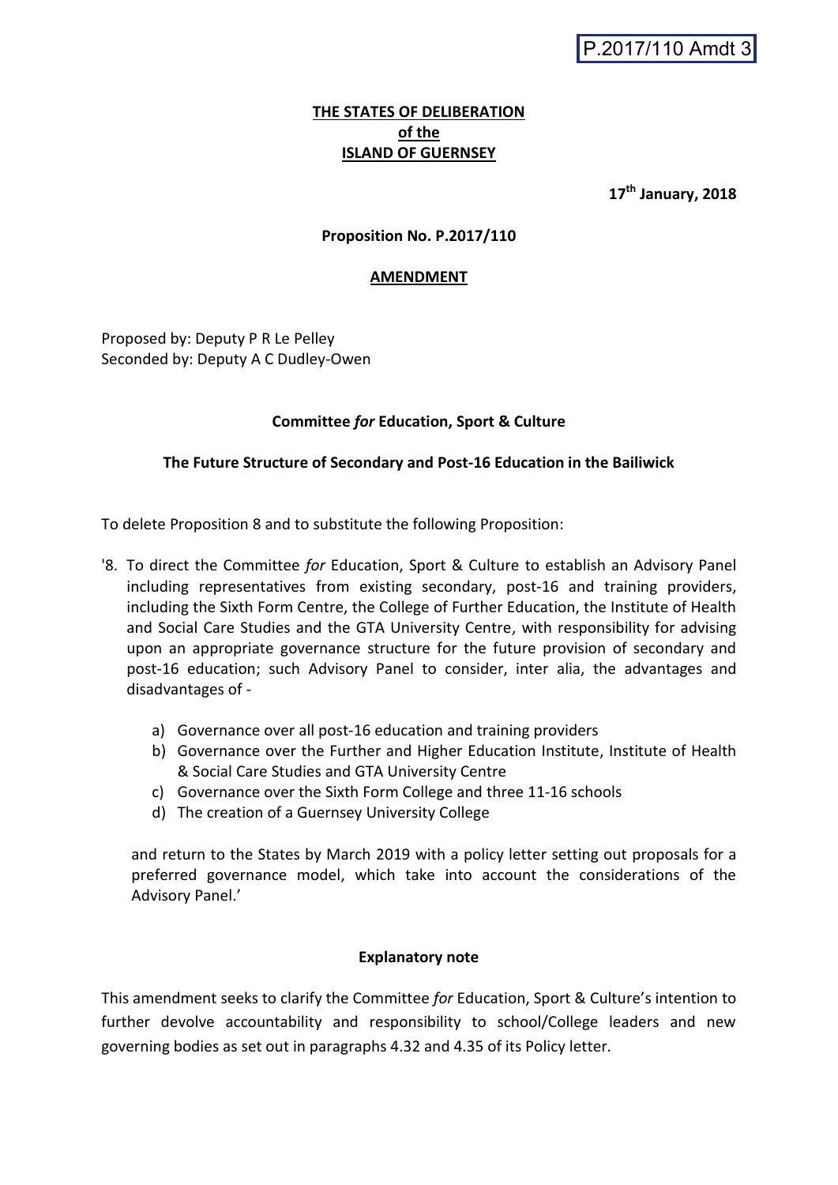P.2017/110 Amdt 3

**THE STATES OF DELIBERATION**
**of the**
**ISLAND OF GUERNSEY**

**17th January, 2018**

**Proposition No. P.2017/110**

**AMENDMENT**

Proposed by: Deputy P R Le Pelley
Seconded by: Deputy A C Dudley-Owen

**Committee *for* Education, Sport & Culture**

**The Future Structure of Secondary and Post-16 Education in the Bailiwick**

To delete Proposition 8 and to substitute the following Proposition:

'8. To direct the Committee *for* Education, Sport & Culture to establish an Advisory Panel including representatives from existing secondary, post-16 and training providers, including the Sixth Form Centre, the College of Further Education, the Institute of Health and Social Care Studies and the GTA University Centre, with responsibility for advising upon an appropriate governance structure for the future provision of secondary and post-16 education; such Advisory Panel to consider, inter alia, the advantages and disadvantages of -

a) Governance over all post-16 education and training providers
b) Governance over the Further and Higher Education Institute, Institute of Health & Social Care Studies and GTA University Centre
c) Governance over the Sixth Form College and three 11-16 schools
d) The creation of a Guernsey University College

and return to the States by March 2019 with a policy letter setting out proposals for a preferred governance model, which take into account the considerations of the Advisory Panel.'

**Explanatory note**

This amendment seeks to clarify the Committee *for* Education, Sport & Culture's intention to further devolve accountability and responsibility to school/College leaders and new governing bodies as set out in paragraphs 4.32 and 4.35 of its Policy letter.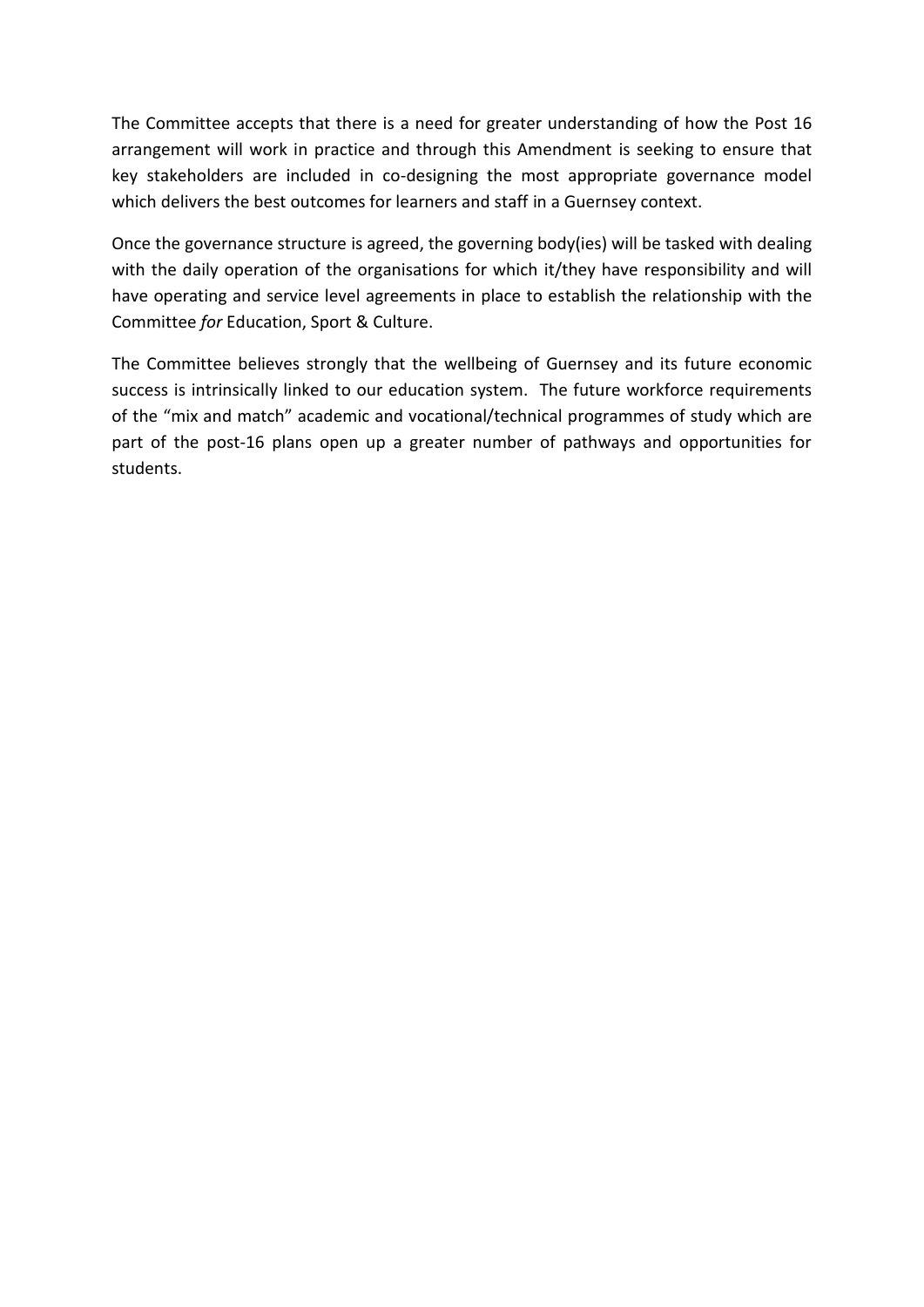The Committee accepts that there is a need for greater understanding of how the Post 16 arrangement will work in practice and through this Amendment is seeking to ensure that key stakeholders are included in co-designing the most appropriate governance model which delivers the best outcomes for learners and staff in a Guernsey context.

Once the governance structure is agreed, the governing body(ies) will be tasked with dealing with the daily operation of the organisations for which it/they have responsibility and will have operating and service level agreements in place to establish the relationship with the Committee *for* Education, Sport & Culture.

The Committee believes strongly that the wellbeing of Guernsey and its future economic success is intrinsically linked to our education system. The future workforce requirements of the "mix and match" academic and vocational/technical programmes of study which are part of the post-16 plans open up a greater number of pathways and opportunities for students.